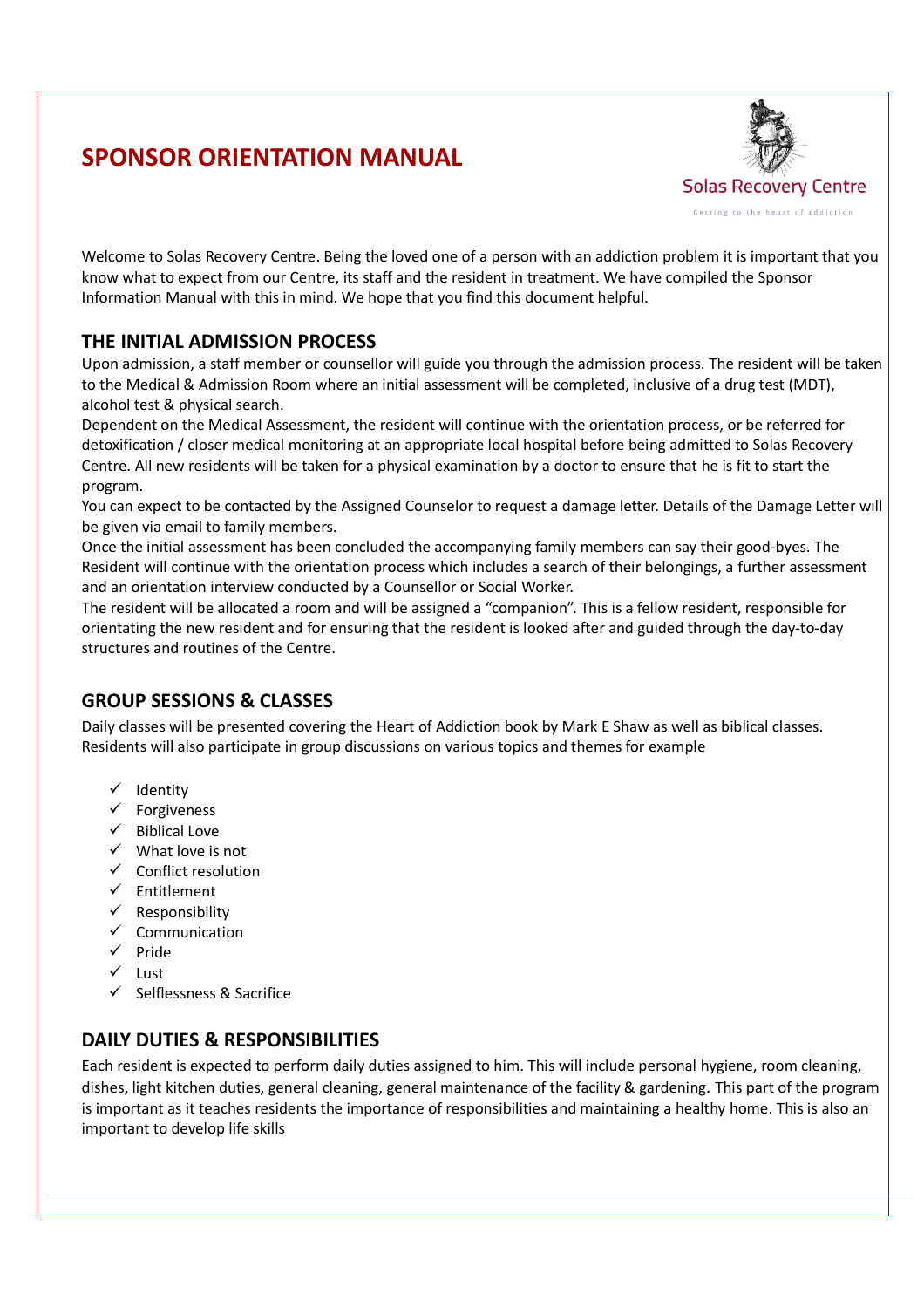# SPONSOR ORIENTATION MANUAL

Solas Recovery Centre

Getting to the heart of addiction

Welcome to Solas Recovery Centre. Being the loved one of a person with an addiction problem it is important that you know what to expect from our Centre, its staff and the resident in treatment. We have compiled the Sponsor Information Manual with this in mind. We hope that you find this document helpful.

## THE INITIAL ADMISSION PROCESS

Upon admission, a staff member or counsellor will guide you through the admission process. The resident will be taken to the Medical & Admission Room where an initial assessment will be completed, inclusive of a drug test (MDT), alcohol test & physical search.

Dependent on the Medical Assessment, the resident will continue with the orientation process, or be referred for detoxification / closer medical monitoring at an appropriate local hospital before being admitted to Solas Recovery Centre. All new residents will be taken for a physical examination by a doctor to ensure that he is fit to start the program.

You can expect to be contacted by the Assigned Counselor to request a damage letter. Details of the Damage Letter will be given via email to family members.

Once the initial assessment has been concluded the accompanying family members can say their good-byes. The Resident will continue with the orientation process which includes a search of their belongings, a further assessment and an orientation interview conducted by a Counsellor or Social Worker.

The resident will be allocated a room and will be assigned a "companion". This is a fellow resident, responsible for orientating the new resident and for ensuring that the resident is looked after and guided through the day-to-day structures and routines of the Centre.

## GROUP SESSIONS & CLASSES

Daily classes will be presented covering the Heart of Addiction book by Mark E Shaw as well as biblical classes. Residents will also participate in group discussions on various topics and themes for example

- ✓ Identity
- ✓ Forgiveness
- ✓ Biblical Love
- ✓ What love is not
- ✓ Conflict resolution
- ✓ Entitlement
- ✓ Responsibility
- ✓ Communication
- ✓ Pride
- ✓ Lust
- ✓ Selflessness & Sacrifice

## DAILY DUTIES & RESPONSIBILITIES

Each resident is expected to perform daily duties assigned to him. This will include personal hygiene, room cleaning, dishes, light kitchen duties, general cleaning, general maintenance of the facility & gardening. This part of the program is important as it teaches residents the importance of responsibilities and maintaining a healthy home. This is also an important to develop life skills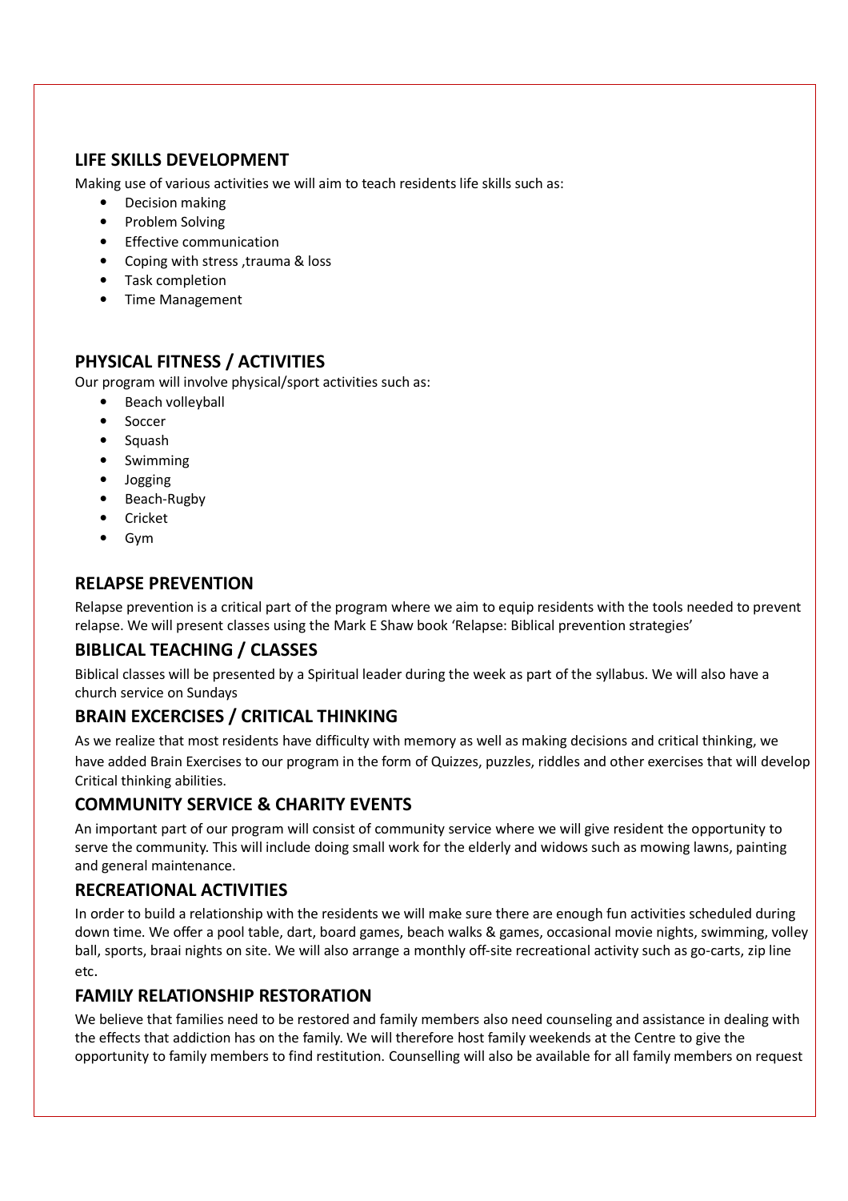## LIFE SKILLS DEVELOPMENT

Making use of various activities we will aim to teach residents life skills such as:

- Decision making
- Problem Solving
- Effective communication
- Coping with stress ,trauma & loss
- Task completion
- Time Management

## PHYSICAL FITNESS / ACTIVITIES

Our program will involve physical/sport activities such as:

- Beach volleyball
- Soccer
- Squash
- Swimming
- Jogging
- Beach-Rugby
- Cricket
- Gym

## RELAPSE PREVENTION

Relapse prevention is a critical part of the program where we aim to equip residents with the tools needed to prevent relapse. We will present classes using the Mark E Shaw book 'Relapse: Biblical prevention strategies'

## BIBLICAL TEACHING / CLASSES

Biblical classes will be presented by a Spiritual leader during the week as part of the syllabus. We will also have a church service on Sundays

## BRAIN EXCERCISES / CRITICAL THINKING

As we realize that most residents have difficulty with memory as well as making decisions and critical thinking, we have added Brain Exercises to our program in the form of Quizzes, puzzles, riddles and other exercises that will develop Critical thinking abilities.

## COMMUNITY SERVICE & CHARITY EVENTS

An important part of our program will consist of community service where we will give resident the opportunity to serve the community. This will include doing small work for the elderly and widows such as mowing lawns, painting and general maintenance.

## RECREATIONAL ACTIVITIES

In order to build a relationship with the residents we will make sure there are enough fun activities scheduled during down time. We offer a pool table, dart, board games, beach walks & games, occasional movie nights, swimming, volley ball, sports, braai nights on site. We will also arrange a monthly off-site recreational activity such as go-carts, zip line etc.

## FAMILY RELATIONSHIP RESTORATION

We believe that families need to be restored and family members also need counseling and assistance in dealing with the effects that addiction has on the family. We will therefore host family weekends at the Centre to give the opportunity to family members to find restitution. Counselling will also be available for all family members on request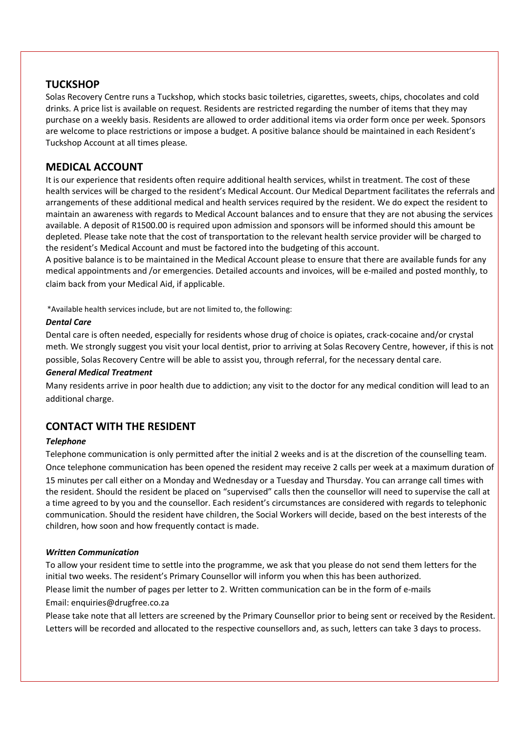## TUCKSHOP

Solas Recovery Centre runs a Tuckshop, which stocks basic toiletries, cigarettes, sweets, chips, chocolates and cold drinks. A price list is available on request. Residents are restricted regarding the number of items that they may purchase on a weekly basis. Residents are allowed to order additional items via order form once per week. Sponsors are welcome to place restrictions or impose a budget. A positive balance should be maintained in each Resident's Tuckshop Account at all times please.

## MEDICAL ACCOUNT

It is our experience that residents often require additional health services, whilst in treatment. The cost of these health services will be charged to the resident's Medical Account. Our Medical Department facilitates the referrals and arrangements of these additional medical and health services required by the resident. We do expect the resident to maintain an awareness with regards to Medical Account balances and to ensure that they are not abusing the services available. A deposit of R1500.00 is required upon admission and sponsors will be informed should this amount be depleted. Please take note that the cost of transportation to the relevant health service provider will be charged to the resident's Medical Account and must be factored into the budgeting of this account.

A positive balance is to be maintained in the Medical Account please to ensure that there are available funds for any medical appointments and /or emergencies. Detailed accounts and invoices, will be e-mailed and posted monthly, to claim back from your Medical Aid, if applicable.

*Available health services include, but are not limited to, the following:

***Dental Care***

Dental care is often needed, especially for residents whose drug of choice is opiates, crack-cocaine and/or crystal meth. We strongly suggest you visit your local dentist, prior to arriving at Solas Recovery Centre, however, if this is not possible, Solas Recovery Centre will be able to assist you, through referral, for the necessary dental care.

***General Medical Treatment***

Many residents arrive in poor health due to addiction; any visit to the doctor for any medical condition will lead to an additional charge.

## CONTACT WITH THE RESIDENT

***Telephone***

Telephone communication is only permitted after the initial 2 weeks and is at the discretion of the counselling team. Once telephone communication has been opened the resident may receive 2 calls per week at a maximum duration of 15 minutes per call either on a Monday and Wednesday or a Tuesday and Thursday. You can arrange call times with the resident. Should the resident be placed on "supervised" calls then the counsellor will need to supervise the call at a time agreed to by you and the counsellor. Each resident's circumstances are considered with regards to telephonic communication. Should the resident have children, the Social Workers will decide, based on the best interests of the children, how soon and how frequently contact is made.

***Written Communication***

To allow your resident time to settle into the programme, we ask that you please do not send them letters for the initial two weeks. The resident's Primary Counsellor will inform you when this has been authorized.

Please limit the number of pages per letter to 2. Written communication can be in the form of e-mails

Email: enquiries@drugfree.co.za

Please take note that all letters are screened by the Primary Counsellor prior to being sent or received by the Resident. Letters will be recorded and allocated to the respective counsellors and, as such, letters can take 3 days to process.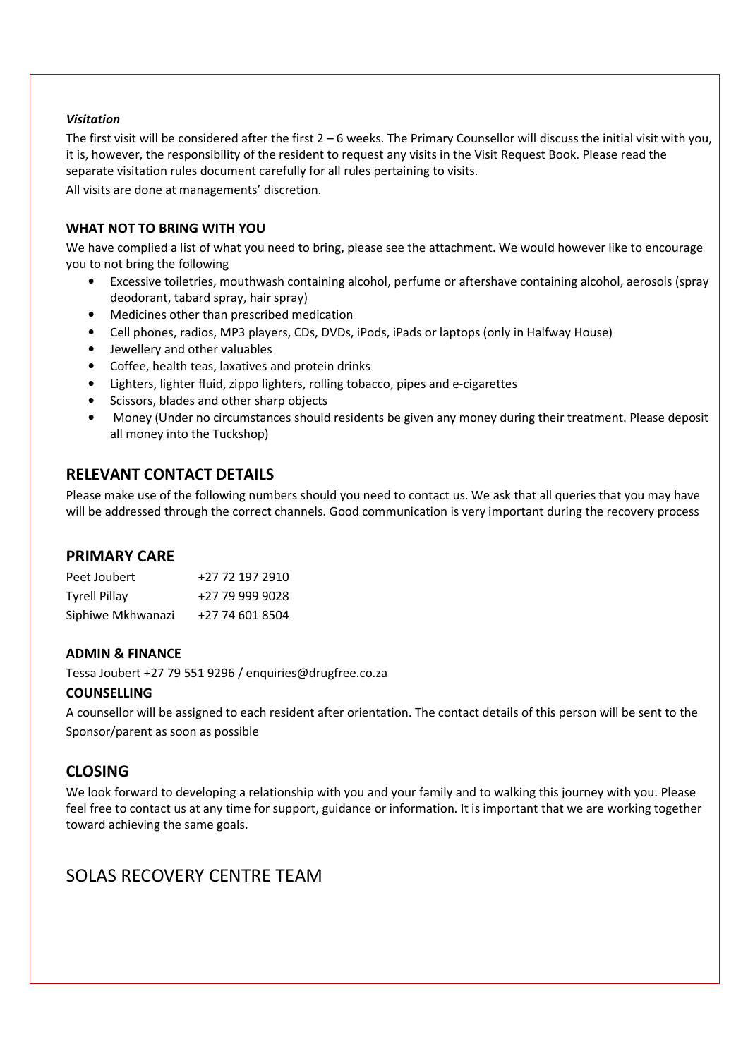***Visitation***

The first visit will be considered after the first 2 – 6 weeks. The Primary Counsellor will discuss the initial visit with you, it is, however, the responsibility of the resident to request any visits in the Visit Request Book. Please read the separate visitation rules document carefully for all rules pertaining to visits.

All visits are done at managements' discretion.

### WHAT NOT TO BRING WITH YOU

We have complied a list of what you need to bring, please see the attachment. We would however like to encourage you to not bring the following

- Excessive toiletries, mouthwash containing alcohol, perfume or aftershave containing alcohol, aerosols (spray deodorant, tabard spray, hair spray)
- Medicines other than prescribed medication
- Cell phones, radios, MP3 players, CDs, DVDs, iPods, iPads or laptops (only in Halfway House)
- Jewellery and other valuables
- Coffee, health teas, laxatives and protein drinks
- Lighters, lighter fluid, zippo lighters, rolling tobacco, pipes and e-cigarettes
- Scissors, blades and other sharp objects
- Money (Under no circumstances should residents be given any money during their treatment. Please deposit all money into the Tuckshop)

## RELEVANT CONTACT DETAILS

Please make use of the following numbers should you need to contact us. We ask that all queries that you may have will be addressed through the correct channels. Good communication is very important during the recovery process

## PRIMARY CARE

| | |
|---|---|
| Peet Joubert | +27 72 197 2910 |
| Tyrell Pillay | +27 79 999 9028 |
| Siphiwe Mkhwanazi | +27 74 601 8504 |

### ADMIN & FINANCE

Tessa Joubert +27 79 551 9296 / enquiries@drugfree.co.za

### COUNSELLING

A counsellor will be assigned to each resident after orientation. The contact details of this person will be sent to the Sponsor/parent as soon as possible

## CLOSING

We look forward to developing a relationship with you and your family and to walking this journey with you. Please feel free to contact us at any time for support, guidance or information. It is important that we are working together toward achieving the same goals.

SOLAS RECOVERY CENTRE TEAM